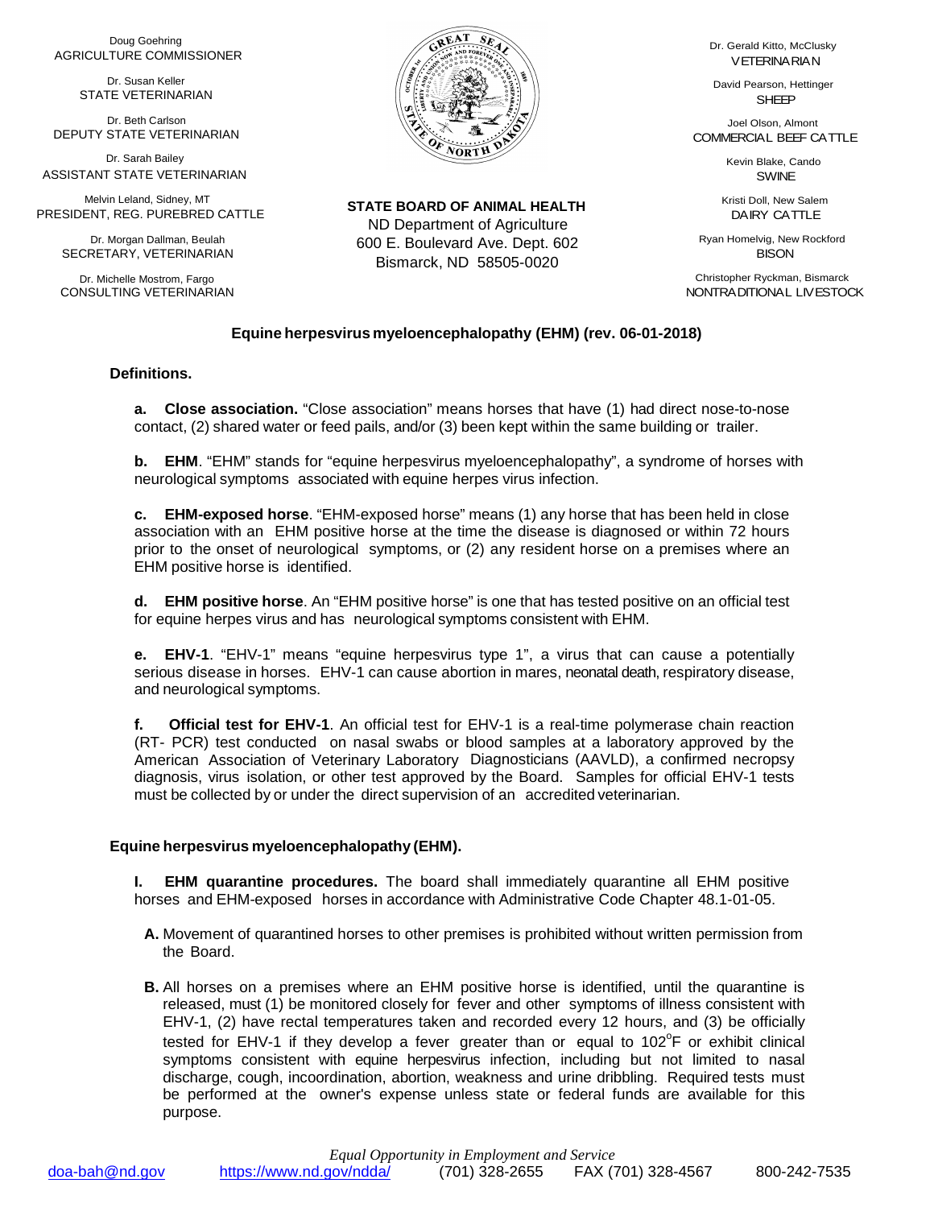Doug Goehring
AGRICULTURE COMMISSIONER

Dr. Susan Keller
STATE VETERINARIAN

Dr. Beth Carlson
DEPUTY STATE VETERINARIAN

Dr. Sarah Bailey
ASSISTANT STATE VETERINARIAN

Melvin Leland, Sidney, MT
PRESIDENT, REG. PUREBRED CATTLE

Dr. Morgan Dallman, Beulah
SECRETARY, VETERINARIAN

Dr. Michelle Mostrom, Fargo
CONSULTING VETERINARIAN

**STATE BOARD OF ANIMAL HEALTH**
ND Department of Agriculture
600 E. Boulevard Ave. Dept. 602
Bismarck, ND 58505-0020

Dr. Gerald Kitto, McClusky
VETERINARIAN

David Pearson, Hettinger
SHEEP

Joel Olson, Almont
COMMERCIAL BEEF CATTLE

Kevin Blake, Cando
SWINE

Kristi Doll, New Salem
DAIRY CATTLE

Ryan Homelvig, New Rockford
BISON

Christopher Ryckman, Bismarck
NONTRADITIONAL LIVESTOCK

## Equine herpesvirus myeloencephalopathy (EHM) (rev. 06-01-2018)

### Definitions.

**a. Close association.** "Close association" means horses that have (1) had direct nose-to-nose contact, (2) shared water or feed pails, and/or (3) been kept within the same building or trailer.

**b. EHM**. "EHM" stands for "equine herpesvirus myeloencephalopathy", a syndrome of horses with neurological symptoms associated with equine herpes virus infection.

**c. EHM-exposed horse**. "EHM-exposed horse" means (1) any horse that has been held in close association with an EHM positive horse at the time the disease is diagnosed or within 72 hours prior to the onset of neurological symptoms, or (2) any resident horse on a premises where an EHM positive horse is identified.

**d. EHM positive horse**. An "EHM positive horse" is one that has tested positive on an official test for equine herpes virus and has neurological symptoms consistent with EHM.

**e. EHV-1**. "EHV-1" means "equine herpesvirus type 1", a virus that can cause a potentially serious disease in horses. EHV-1 can cause abortion in mares, neonatal death, respiratory disease, and neurological symptoms.

**f. Official test for EHV-1**. An official test for EHV-1 is a real-time polymerase chain reaction (RT- PCR) test conducted on nasal swabs or blood samples at a laboratory approved by the American Association of Veterinary Laboratory Diagnosticians (AAVLD), a confirmed necropsy diagnosis, virus isolation, or other test approved by the Board. Samples for official EHV-1 tests must be collected by or under the direct supervision of an accredited veterinarian.

### Equine herpesvirus myeloencephalopathy (EHM).

**I. EHM quarantine procedures.** The board shall immediately quarantine all EHM positive horses and EHM-exposed horses in accordance with Administrative Code Chapter 48.1-01-05.

**A.** Movement of quarantined horses to other premises is prohibited without written permission from the Board.

**B.** All horses on a premises where an EHM positive horse is identified, until the quarantine is released, must (1) be monitored closely for fever and other symptoms of illness consistent with EHV-1, (2) have rectal temperatures taken and recorded every 12 hours, and (3) be officially tested for EHV-1 if they develop a fever greater than or equal to 102°F or exhibit clinical symptoms consistent with equine herpesvirus infection, including but not limited to nasal discharge, cough, incoordination, abortion, weakness and urine dribbling. Required tests must be performed at the owner's expense unless state or federal funds are available for this purpose.

*Equal Opportunity in Employment and Service*

doa-bah@nd.gov https://www.nd.gov/ndda/ (701) 328-2655 FAX (701) 328-4567 800-242-7535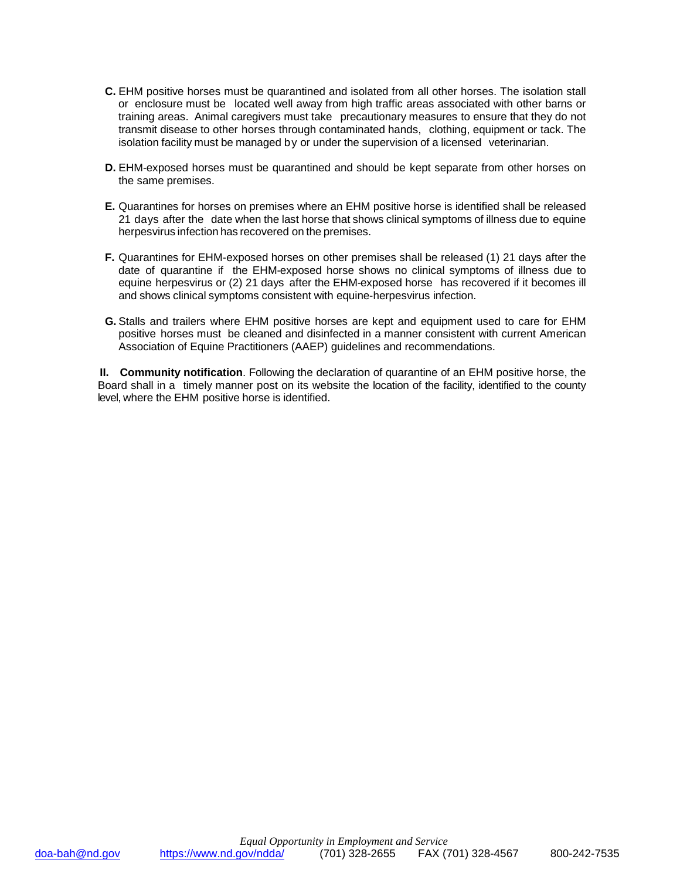**C.** EHM positive horses must be quarantined and isolated from all other horses. The isolation stall or enclosure must be located well away from high traffic areas associated with other barns or training areas. Animal caregivers must take precautionary measures to ensure that they do not transmit disease to other horses through contaminated hands, clothing, equipment or tack. The isolation facility must be managed by or under the supervision of a licensed veterinarian.

**D.** EHM-exposed horses must be quarantined and should be kept separate from other horses on the same premises.

**E.** Quarantines for horses on premises where an EHM positive horse is identified shall be released 21 days after the date when the last horse that shows clinical symptoms of illness due to equine herpesvirus infection has recovered on the premises.

**F.** Quarantines for EHM-exposed horses on other premises shall be released (1) 21 days after the date of quarantine if the EHM-exposed horse shows no clinical symptoms of illness due to equine herpesvirus or (2) 21 days after the EHM-exposed horse has recovered if it becomes ill and shows clinical symptoms consistent with equine-herpesvirus infection.

**G.** Stalls and trailers where EHM positive horses are kept and equipment used to care for EHM positive horses must be cleaned and disinfected in a manner consistent with current American Association of Equine Practitioners (AAEP) guidelines and recommendations.

**II. Community notification**. Following the declaration of quarantine of an EHM positive horse, the Board shall in a timely manner post on its website the location of the facility, identified to the county level, where the EHM positive horse is identified.

*Equal Opportunity in Employment and Service*

doa-bah@nd.gov https://www.nd.gov/ndda/ (701) 328-2655 FAX (701) 328-4567 800-242-7535